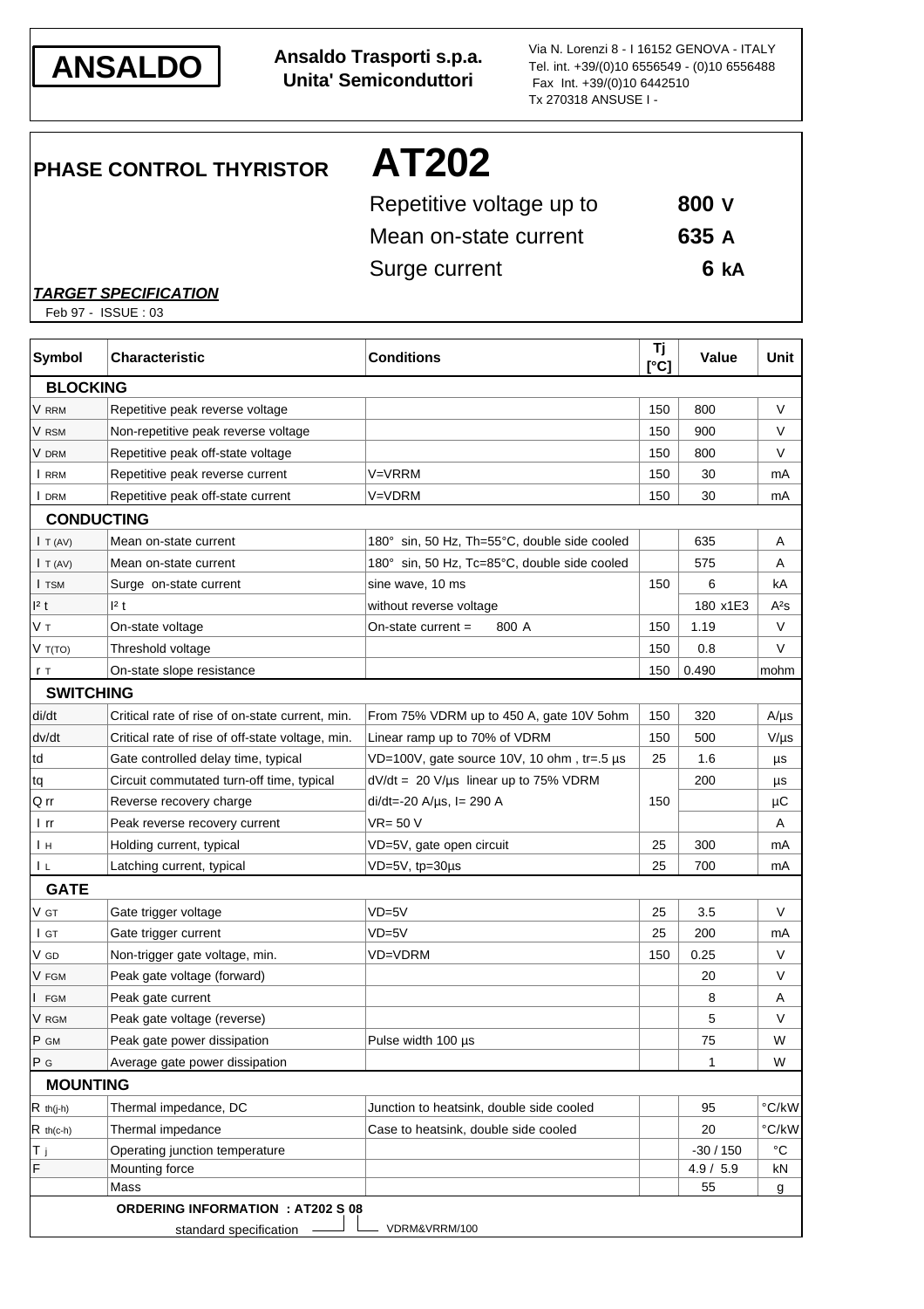**ANSALDO**

**Ansaldo Trasporti s.p.a.**
**Unita' Semiconduttori**

Via N. Lorenzi 8 - I 16152 GENOVA - ITALY
Tel. int. +39/(0)10 6556549 - (0)10 6556488
Fax Int. +39/(0)10 6442510
Tx 270318 ANSUSE I -

# PHASE CONTROL THYRISTOR AT202

| | |
|---|---|
| Repetitive voltage up to | **800 V** |
| Mean on-state current | **635 A** |
| Surge current | **6 kA** |

***TARGET SPECIFICATION***

Feb 97 - ISSUE : 03

| Symbol | Characteristic | Conditions | Tj [°C] | Value | Unit |
|---|---|---|---|---|---|
| **BLOCKING** | | | | | |
| $V_{RRM}$ | Repetitive peak reverse voltage | | 150 | 800 | V |
| $V_{RSM}$ | Non-repetitive peak reverse voltage | | 150 | 900 | V |
| $V_{DRM}$ | Repetitive peak off-state voltage | | 150 | 800 | V |
| $I_{RRM}$ | Repetitive peak reverse current | V=VRRM | 150 | 30 | mA |
| $I_{DRM}$ | Repetitive peak off-state current | V=VDRM | 150 | 30 | mA |
| **CONDUCTING** | | | | | |
| $I_{T(AV)}$ | Mean on-state current | 180° sin, 50 Hz, Th=55°C, double side cooled | | 635 | A |
| $I_{T(AV)}$ | Mean on-state current | 180° sin, 50 Hz, Tc=85°C, double side cooled | | 575 | A |
| $I_{TSM}$ | Surge on-state current | sine wave, 10 ms | 150 | 6 | kA |
| $I^2t$ | $I^2t$ | without reverse voltage | | 180 x1E3 | $A^2s$ |
| $V_T$ | On-state voltage | On-state current = 800 A | 150 | 1.19 | V |
| $V_{T(TO)}$ | Threshold voltage | | 150 | 0.8 | V |
| $r_T$ | On-state slope resistance | | 150 | 0.490 | mohm |
| **SWITCHING** | | | | | |
| di/dt | Critical rate of rise of on-state current, min. | From 75% VDRM up to 450 A, gate 10V 5ohm | 150 | 320 | A/µs |
| dv/dt | Critical rate of rise of off-state voltage, min. | Linear ramp up to 70% of VDRM | 150 | 500 | V/µs |
| td | Gate controlled delay time, typical | VD=100V, gate source 10V, 10 ohm , tr=.5 µs | 25 | 1.6 | µs |
| tq | Circuit commutated turn-off time, typical | dV/dt = 20 V/µs linear up to 75% VDRM | | 200 | µs |
| Q rr | Reverse recovery charge | di/dt=-20 A/µs, I= 290 A | 150 | | µC |
| I rr | Peak reverse recovery current | VR= 50 V | | | A |
| $I_H$ | Holding current, typical | VD=5V, gate open circuit | 25 | 300 | mA |
| $I_L$ | Latching current, typical | VD=5V, tp=30µs | 25 | 700 | mA |
| **GATE** | | | | | |
| $V_{GT}$ | Gate trigger voltage | VD=5V | 25 | 3.5 | V |
| $I_{GT}$ | Gate trigger current | VD=5V | 25 | 200 | mA |
| $V_{GD}$ | Non-trigger gate voltage, min. | VD=VDRM | 150 | 0.25 | V |
| $V_{FGM}$ | Peak gate voltage (forward) | | | 20 | V |
| $I_{FGM}$ | Peak gate current | | | 8 | A |
| $V_{RGM}$ | Peak gate voltage (reverse) | | | 5 | V |
| $P_{GM}$ | Peak gate power dissipation | Pulse width 100 µs | | 75 | W |
| $P_G$ | Average gate power dissipation | | | 1 | W |
| **MOUNTING** | | | | | |
| $R_{th(j-h)}$ | Thermal impedance, DC | Junction to heatsink, double side cooled | | 95 | °C/kW |
| $R_{th(c-h)}$ | Thermal impedance | Case to heatsink, double side cooled | | 20 | °C/kW |
| $T_j$ | Operating junction temperature | | | -30 / 150 | °C |
| F | Mounting force | | | 4.9 / 5.9 | kN |
| | Mass | | | 55 | g |

**ORDERING INFORMATION : AT202 S 08**

standard specification — VDRM&VRRM/100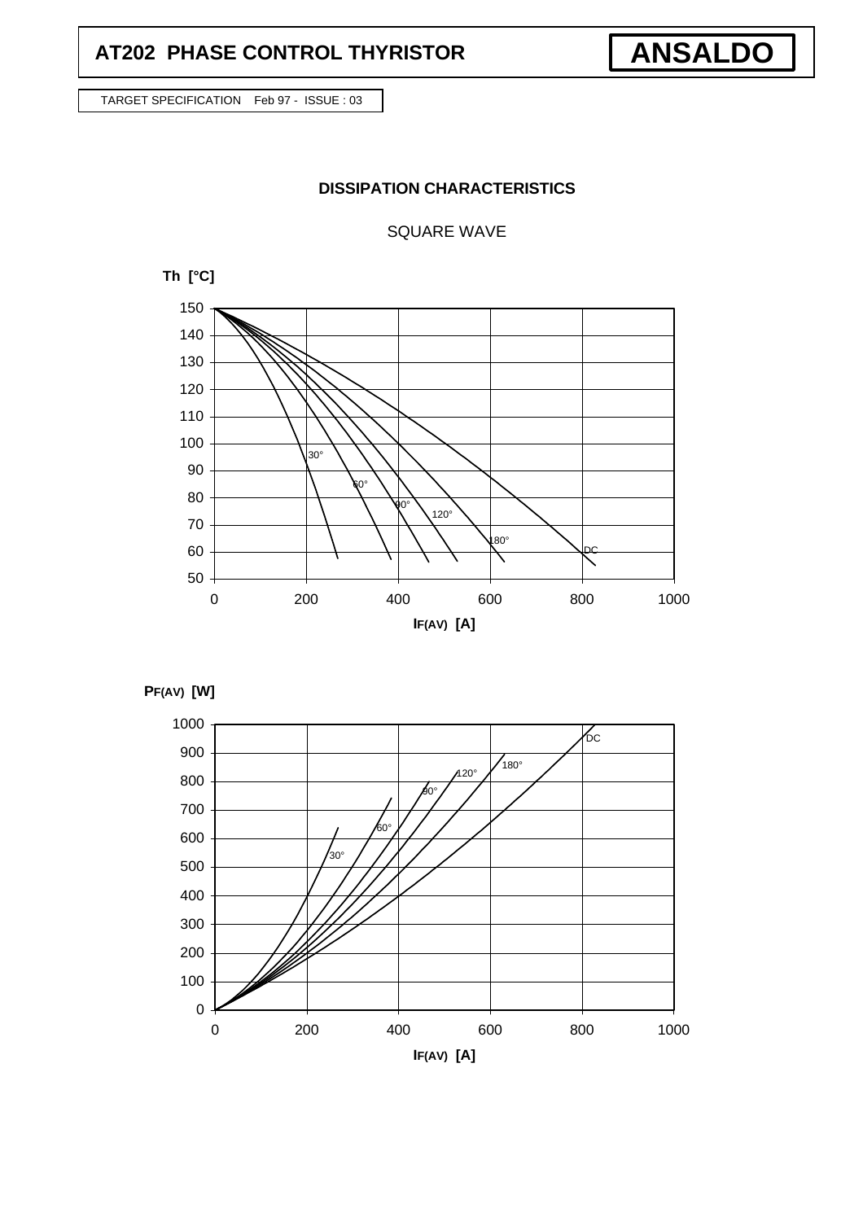## DISSIPATION CHARACTERISTICS

SQUARE WAVE

Th [°C]

150
140
130
120
110
100
90
80
70
60
50

30° 60° 90° 120° 180° DC

0 200 400 600 800 1000

$I_{F(AV)}$ [A]

$P_{F(AV)}$ [W]

1000
900
800
700
600
500
400
300
200
100
0

30° 60° 90° 120° 180° DC

0 200 400 600 800 1000

$I_{F(AV)}$ [A]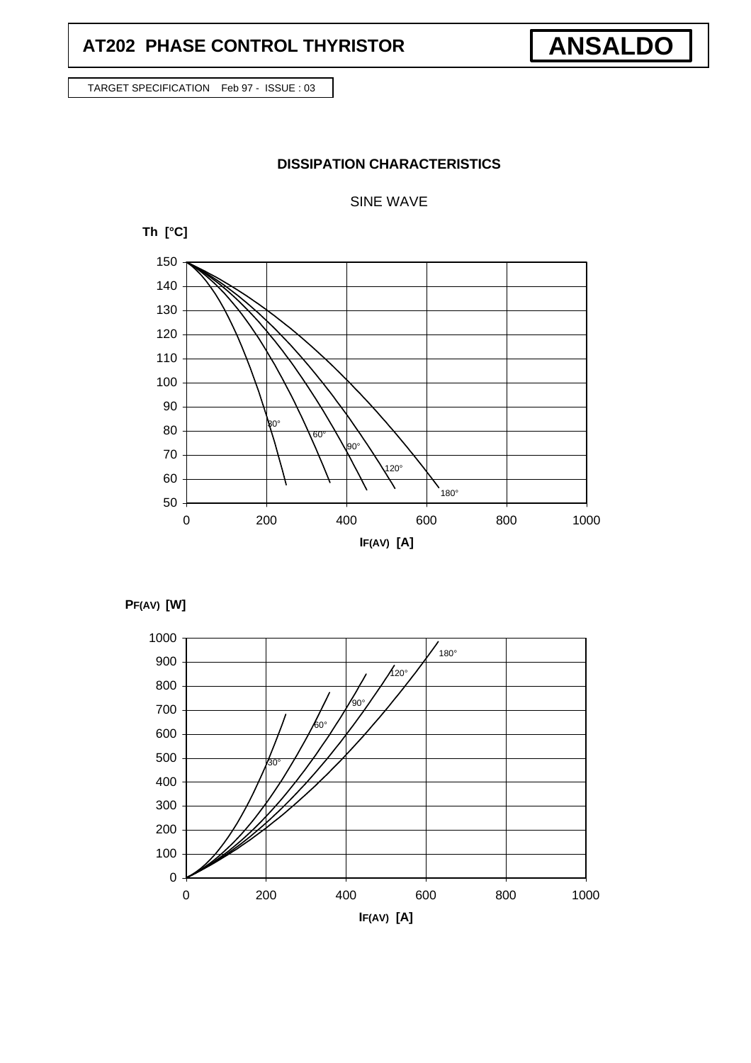TARGET SPECIFICATION Feb 97 - ISSUE : 03

## DISSIPATION CHARACTERISTICS

SINE WAVE

Th [°C]

150
140
130
120
110
100
90
80
70
60
50

30° 60° 90° 120° 180°

0 200 400 600 800 1000

$I_{F(AV)}$ [A]

$P_{F(AV)}$ [W]

1000
900
800
700
600
500
400
300
200
100
0

30° 60° 90° 120° 180°

0 200 400 600 800 1000

$I_{F(AV)}$ [A]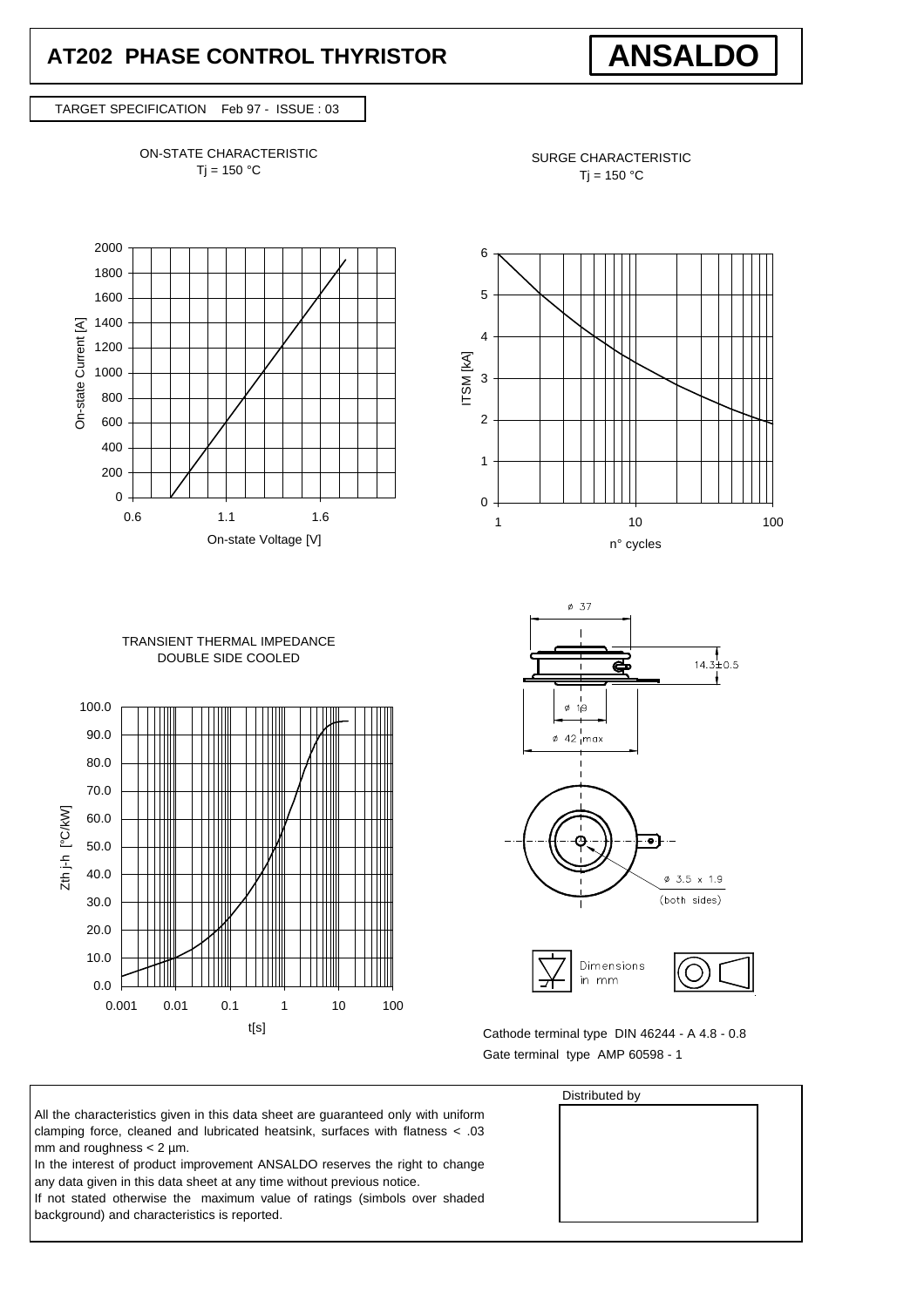# AT202 PHASE CONTROL THYRISTOR

**ANSALDO**

TARGET SPECIFICATION Feb 97 - ISSUE : 03

ON-STATE CHARACTERISTIC
Tj = 150 °C

On-state Current [A]
0
200
400
600
800
1000
1200
1400
1600
1800
2000

0.6
1.1
1.6
On-state Voltage [V]

SURGE CHARACTERISTIC
Tj = 150 °C

ITSM [kA]
0
1
2
3
4
5
6

1
10
100
n° cycles

TRANSIENT THERMAL IMPEDANCE
DOUBLE SIDE COOLED

Zth j-h [°C/kW]
0.0
10.0
20.0
30.0
40.0
50.0
60.0
70.0
80.0
90.0
100.0

0.001
0.01
0.1
1
10
100
t[s]

ø 37
14.3±0.5
ø 18
ø 42 max
ø 3.5 x 1.9
(both sides)
Dimensions in mm

Cathode terminal type DIN 46244 - A 4.8 - 0.8
Gate terminal type AMP 60598 - 1

All the characteristics given in this data sheet are guaranteed only with uniform clamping force, cleaned and lubricated heatsink, surfaces with flatness < .03 mm and roughness < 2 µm.
In the interest of product improvement ANSALDO reserves the right to change any data given in this data sheet at any time without previous notice.
If not stated otherwise the maximum value of ratings (simbols over shaded background) and characteristics is reported.

Distributed by